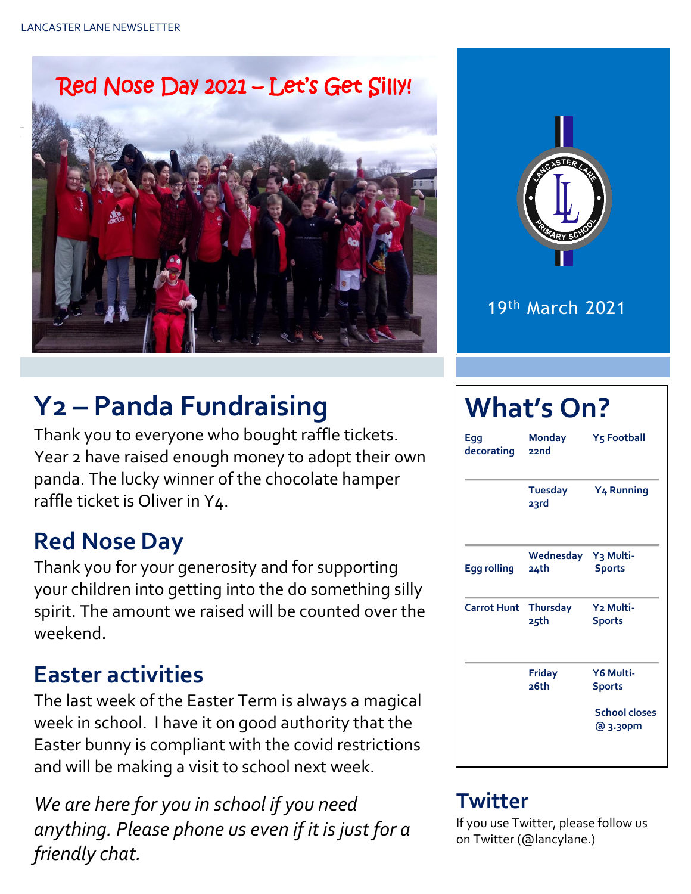# Red Nose Day 2021 – Let's Get Silly!

19th March 2021

## Y2 – Panda Fundraising

Thank you to everyone who bought raffle tickets. Year 2 have raised enough money to adopt their own panda. The lucky winner of the chocolate hamper raffle ticket is Oliver in Y4.

## Red Nose Day

Thank you for your generosity and for supporting your children into getting into the do something silly spirit. The amount we raised will be counted over the weekend.

## Easter activities

The last week of the Easter Term is always a magical week in school. I have it on good authority that the Easter bunny is compliant with the covid restrictions and will be making a visit to school next week.

*We are here for you in school if you need anything. Please phone us even if it is just for a friendly chat.*

## What's On?

| | | |
|---|---|---|
| Egg decorating | Monday 22nd | Y5 Football |
| | Tuesday 23rd | Y4 Running |
| Egg rolling | Wednesday 24th | Y3 Multi-Sports |
| Carrot Hunt | Thursday 25th | Y2 Multi-Sports |
| | Friday 26th | Y6 Multi-Sports<br>School closes @ 3.30pm |

## Twitter

If you use Twitter, please follow us on Twitter (@lancylane.)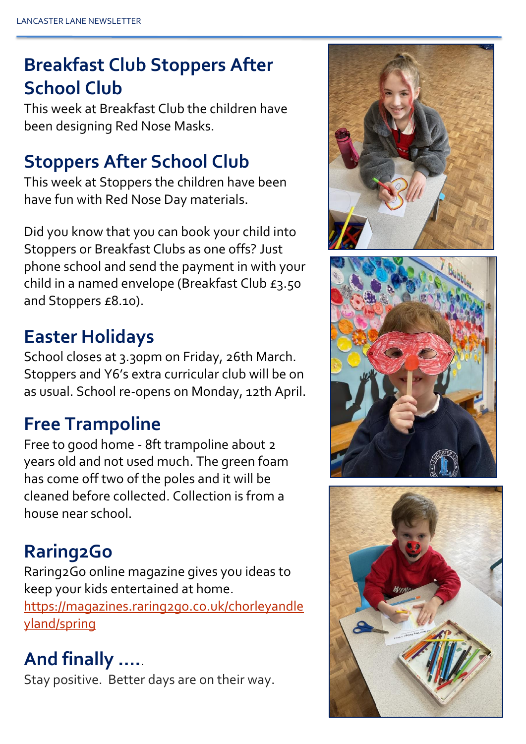## Breakfast Club Stoppers After School Club

This week at Breakfast Club the children have been designing Red Nose Masks.

## Stoppers After School Club

This week at Stoppers the children have been have fun with Red Nose Day materials.

Did you know that you can book your child into Stoppers or Breakfast Clubs as one offs? Just phone school and send the payment in with your child in a named envelope (Breakfast Club £3.50 and Stoppers £8.10).

## Easter Holidays

School closes at 3.30pm on Friday, 26th March. Stoppers and Y6's extra curricular club will be on as usual. School re-opens on Monday, 12th April.

## Free Trampoline

Free to good home - 8ft trampoline about 2 years old and not used much. The green foam has come off two of the poles and it will be cleaned before collected. Collection is from a house near school.

## Raring2Go

Raring2Go online magazine gives you ideas to keep your kids entertained at home.
https://magazines.raring2go.co.uk/chorleyandleyland/spring

## And finally .....

Stay positive. Better days are on their way.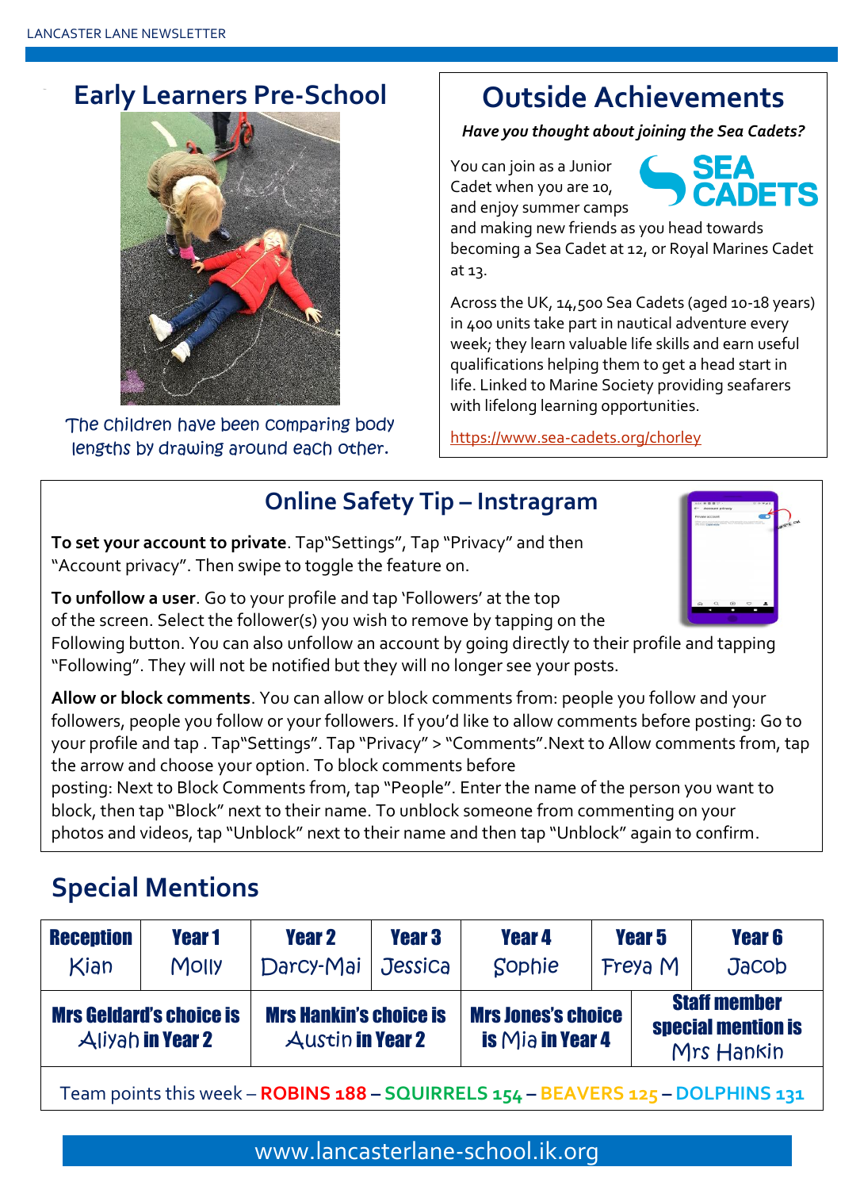## Early Learners Pre-School

The children have been comparing body lengths by drawing around each other.

## Outside Achievements

*Have you thought about joining the Sea Cadets?*

You can join as a Junior Cadet when you are 10, and enjoy summer camps and making new friends as you head towards becoming a Sea Cadet at 12, or Royal Marines Cadet at 13.

Across the UK, 14,500 Sea Cadets (aged 10-18 years) in 400 units take part in nautical adventure every week; they learn valuable life skills and earn useful qualifications helping them to get a head start in life. Linked to Marine Society providing seafarers with lifelong learning opportunities.

https://www.sea-cadets.org/chorley

## Online Safety Tip – Instragram

**To set your account to private**. Tap"Settings", Tap "Privacy" and then "Account privacy". Then swipe to toggle the feature on.

**To unfollow a user**. Go to your profile and tap 'Followers' at the top of the screen. Select the follower(s) you wish to remove by tapping on the Following button. You can also unfollow an account by going directly to their profile and tapping "Following". They will not be notified but they will no longer see your posts.

**Allow or block comments**. You can allow or block comments from: people you follow and your followers, people you follow or your followers. If you'd like to allow comments before posting: Go to your profile and tap . Tap"Settings". Tap "Privacy" > "Comments".Next to Allow comments from, tap the arrow and choose your option. To block comments before posting: Next to Block Comments from, tap "People". Enter the name of the person you want to block, then tap "Block" next to their name. To unblock someone from commenting on your photos and videos, tap "Unblock" next to their name and then tap "Unblock" again to confirm.

## Special Mentions

| Reception | Year 1 | Year 2 | Year 3 | Year 4 | Year 5 | Year 6 |
|---|---|---|---|---|---|---|
| Kian | Molly | Darcy-Mai | Jessica | Sophie | Freya M | Jacob |

| | | | |
|---|---|---|---|
| **Mrs Geldard's choice is** Aliyah **in Year 2** | **Mrs Hankin's choice is** Austin **in Year 2** | **Mrs Jones's choice is** Mia **in Year 4** | **Staff member special mention is** Mrs Hankin |

Team points this week – **ROBINS 188** – **SQUIRRELS 154** – **BEAVERS 125** – **DOLPHINS 131**

www.lancasterlane-school.ik.org